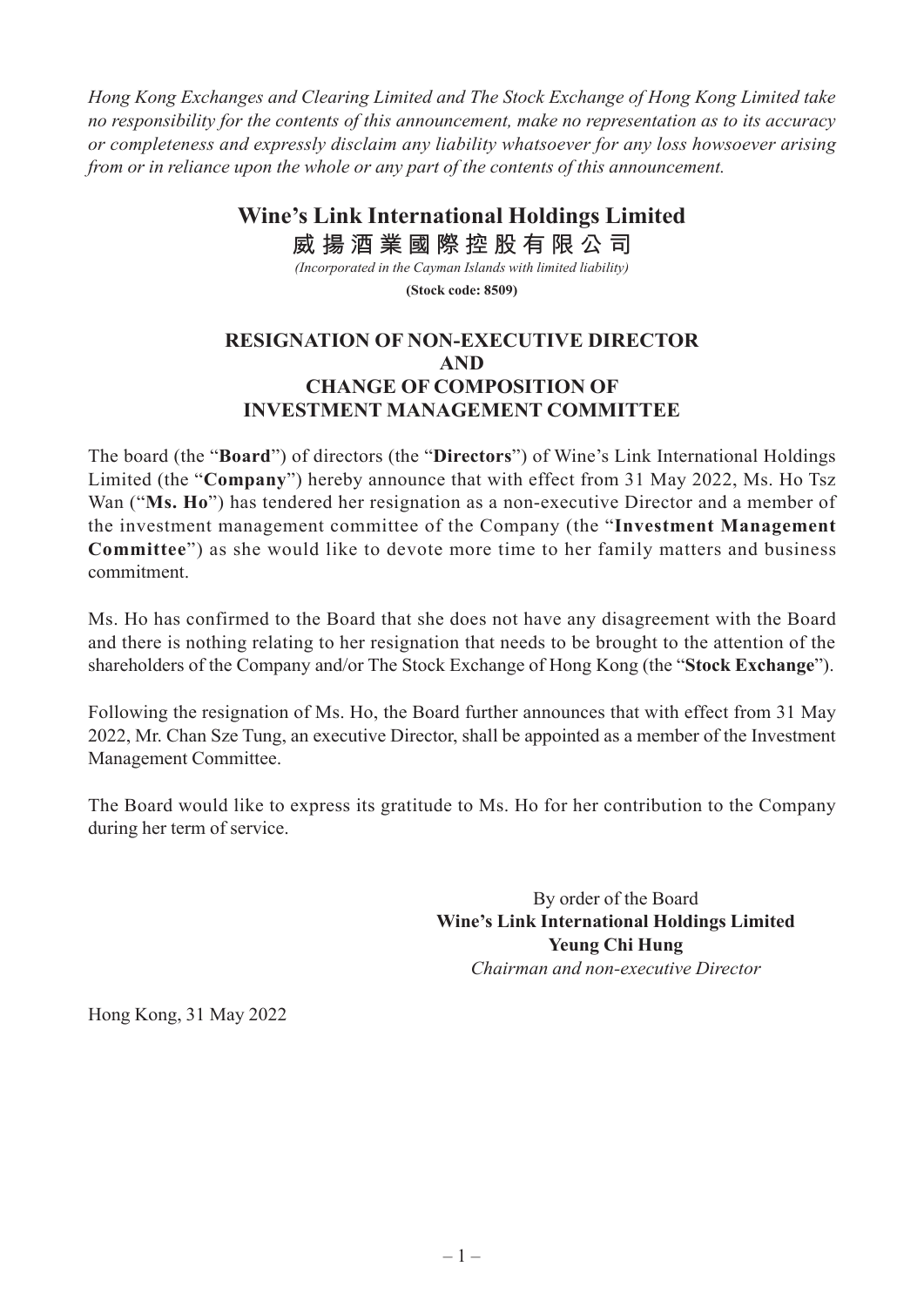*Hong Kong Exchanges and Clearing Limited and The Stock Exchange of Hong Kong Limited take no responsibility for the contents of this announcement, make no representation as to its accuracy or completeness and expressly disclaim any liability whatsoever for any loss howsoever arising from or in reliance upon the whole or any part of the contents of this announcement.*

# Wine's Link International Holdings Limited
# 威揚酒業國際控股有限公司

*(Incorporated in the Cayman Islands with limited liability)*

**(Stock code: 8509)**

## RESIGNATION OF NON-EXECUTIVE DIRECTOR AND CHANGE OF COMPOSITION OF INVESTMENT MANAGEMENT COMMITTEE

The board (the "**Board**") of directors (the "**Directors**") of Wine's Link International Holdings Limited (the "**Company**") hereby announce that with effect from 31 May 2022, Ms. Ho Tsz Wan ("**Ms. Ho**") has tendered her resignation as a non-executive Director and a member of the investment management committee of the Company (the "**Investment Management Committee**") as she would like to devote more time to her family matters and business commitment.

Ms. Ho has confirmed to the Board that she does not have any disagreement with the Board and there is nothing relating to her resignation that needs to be brought to the attention of the shareholders of the Company and/or The Stock Exchange of Hong Kong (the "**Stock Exchange**").

Following the resignation of Ms. Ho, the Board further announces that with effect from 31 May 2022, Mr. Chan Sze Tung, an executive Director, shall be appointed as a member of the Investment Management Committee.

The Board would like to express its gratitude to Ms. Ho for her contribution to the Company during her term of service.

By order of the Board
**Wine's Link International Holdings Limited**
**Yeung Chi Hung**
*Chairman and non-executive Director*

Hong Kong, 31 May 2022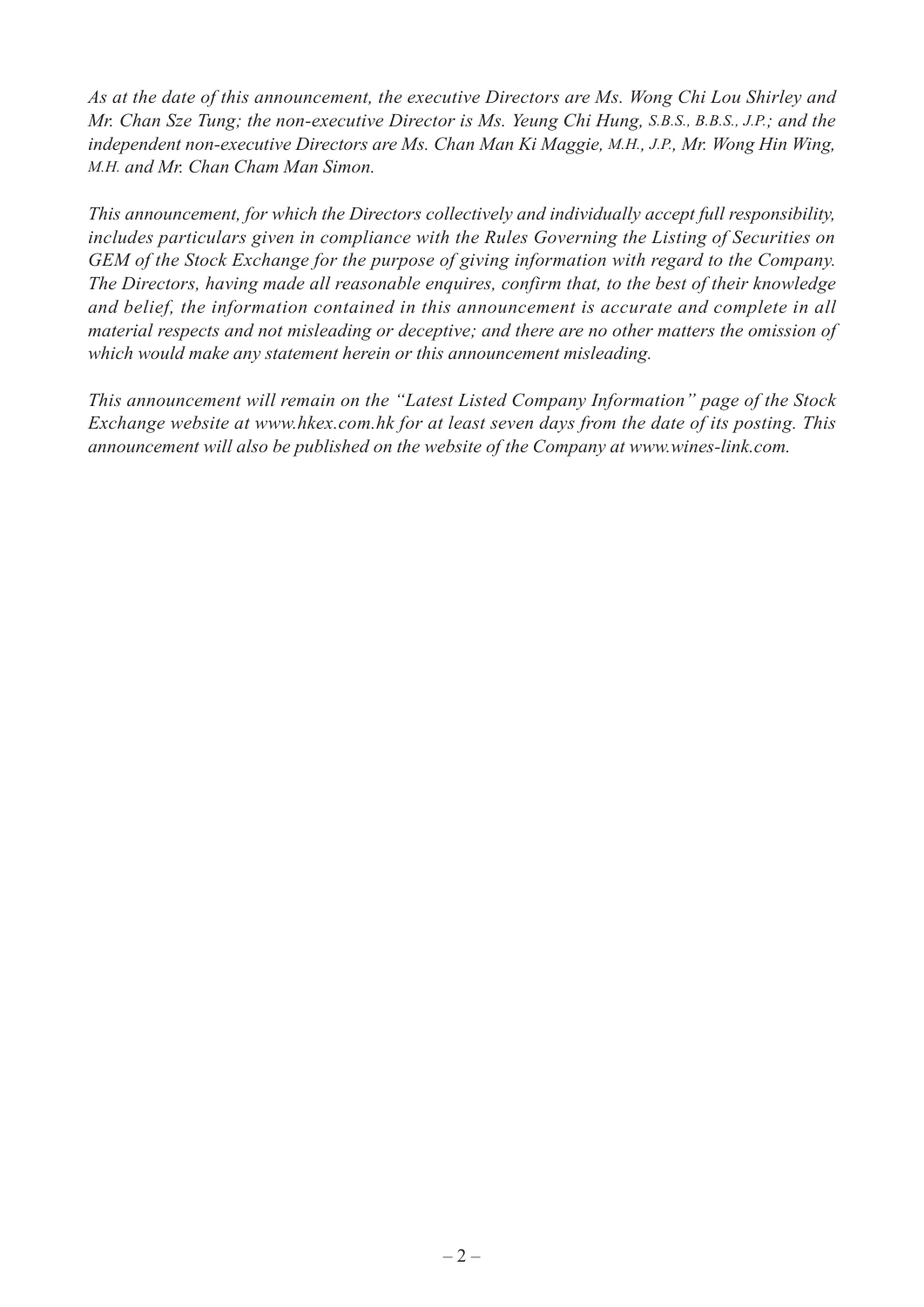*As at the date of this announcement, the executive Directors are Ms. Wong Chi Lou Shirley and Mr. Chan Sze Tung; the non-executive Director is Ms. Yeung Chi Hung, S.B.S., B.B.S., J.P.; and the independent non-executive Directors are Ms. Chan Man Ki Maggie, M.H., J.P., Mr. Wong Hin Wing, M.H. and Mr. Chan Cham Man Simon.*

*This announcement, for which the Directors collectively and individually accept full responsibility, includes particulars given in compliance with the Rules Governing the Listing of Securities on GEM of the Stock Exchange for the purpose of giving information with regard to the Company. The Directors, having made all reasonable enquires, confirm that, to the best of their knowledge and belief, the information contained in this announcement is accurate and complete in all material respects and not misleading or deceptive; and there are no other matters the omission of which would make any statement herein or this announcement misleading.*

*This announcement will remain on the "Latest Listed Company Information" page of the Stock Exchange website at www.hkex.com.hk for at least seven days from the date of its posting. This announcement will also be published on the website of the Company at www.wines-link.com.*